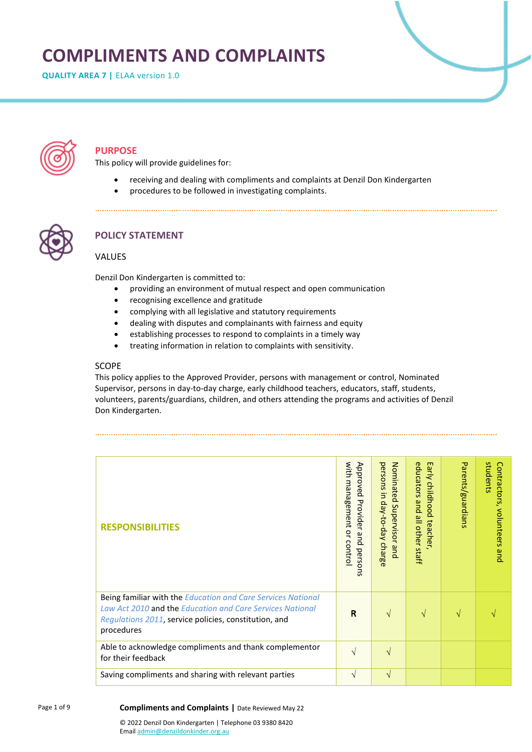# COMPLIMENTS AND COMPLAINTS

**QUALITY AREA 7 |** ELAA version 1.0

## PURPOSE

This policy will provide guidelines for:

- receiving and dealing with compliments and complaints at Denzil Don Kindergarten
- procedures to be followed in investigating complaints.

## POLICY STATEMENT

### VALUES

Denzil Don Kindergarten is committed to:

- providing an environment of mutual respect and open communication
- recognising excellence and gratitude
- complying with all legislative and statutory requirements
- dealing with disputes and complainants with fairness and equity
- establishing processes to respond to complaints in a timely way
- treating information in relation to complaints with sensitivity.

### SCOPE

This policy applies to the Approved Provider, persons with management or control, Nominated Supervisor, persons in day-to-day charge, early childhood teachers, educators, staff, students, volunteers, parents/guardians, children, and others attending the programs and activities of Denzil Don Kindergarten.

| RESPONSIBILITIES | Approved Provider and persons with management or control | Nominated Supervisor and persons in day-to-day charge | Early childhood teacher, educators and all other staff | Parents/guardians | Contractors, volunteers and students |
|---|---|---|---|---|---|
| Being familiar with the *Education and Care Services National Law Act 2010* and the *Education and Care Services National Regulations 2011*, service policies, constitution, and procedures | **R** | √ | √ | √ | √ |
| Able to acknowledge compliments and thank complementor for their feedback | √ | √ | | | |
| Saving compliments and sharing with relevant parties | √ | √ | | | |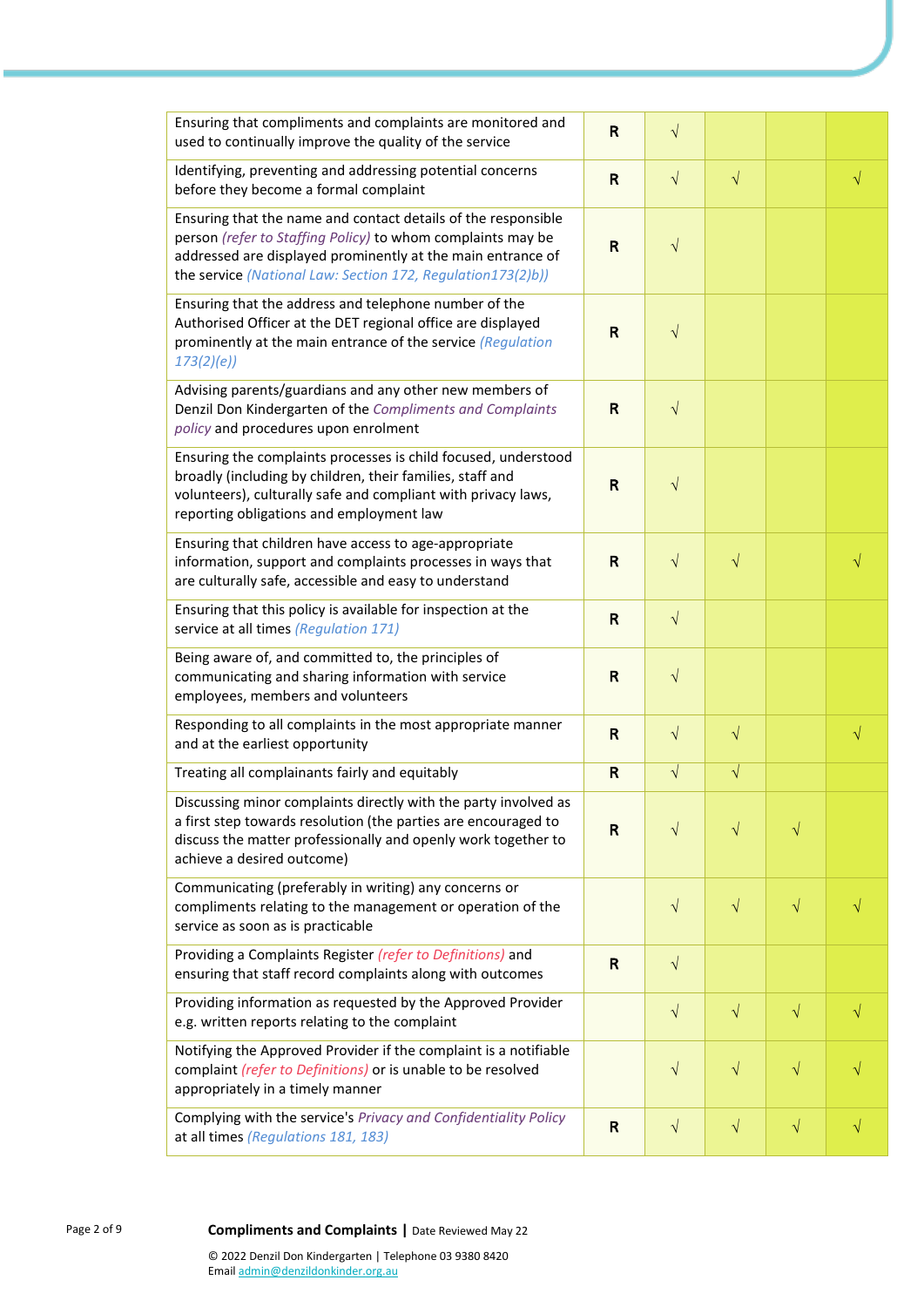| | | | | | |
|---|---|---|---|---|---|
| Ensuring that compliments and complaints are monitored and used to continually improve the quality of the service | R | √ | | | |
| Identifying, preventing and addressing potential concerns before they become a formal complaint | R | √ | √ | | √ |
| Ensuring that the name and contact details of the responsible person *(refer to Staffing Policy)* to whom complaints may be addressed are displayed prominently at the main entrance of the service *(National Law: Section 172, Regulation173(2)b))* | R | √ | | | |
| Ensuring that the address and telephone number of the Authorised Officer at the DET regional office are displayed prominently at the main entrance of the service *(Regulation 173(2)(e))* | R | √ | | | |
| Advising parents/guardians and any other new members of Denzil Don Kindergarten of the *Compliments and Complaints policy* and procedures upon enrolment | R | √ | | | |
| Ensuring the complaints processes is child focused, understood broadly (including by children, their families, staff and volunteers), culturally safe and compliant with privacy laws, reporting obligations and employment law | R | √ | | | |
| Ensuring that children have access to age-appropriate information, support and complaints processes in ways that are culturally safe, accessible and easy to understand | R | √ | √ | | √ |
| Ensuring that this policy is available for inspection at the service at all times *(Regulation 171)* | R | √ | | | |
| Being aware of, and committed to, the principles of communicating and sharing information with service employees, members and volunteers | R | √ | | | |
| Responding to all complaints in the most appropriate manner and at the earliest opportunity | R | √ | √ | | √ |
| Treating all complainants fairly and equitably | R | √ | √ | | |
| Discussing minor complaints directly with the party involved as a first step towards resolution (the parties are encouraged to discuss the matter professionally and openly work together to achieve a desired outcome) | R | √ | √ | √ | |
| Communicating (preferably in writing) any concerns or compliments relating to the management or operation of the service as soon as is practicable | | √ | √ | √ | √ |
| Providing a Complaints Register *(refer to Definitions)* and ensuring that staff record complaints along with outcomes | R | √ | | | |
| Providing information as requested by the Approved Provider e.g. written reports relating to the complaint | | √ | √ | √ | √ |
| Notifying the Approved Provider if the complaint is a notifiable complaint *(refer to Definitions)* or is unable to be resolved appropriately in a timely manner | | √ | √ | √ | √ |
| Complying with the service's *Privacy and Confidentiality Policy* at all times *(Regulations 181, 183)* | R | √ | √ | √ | √ |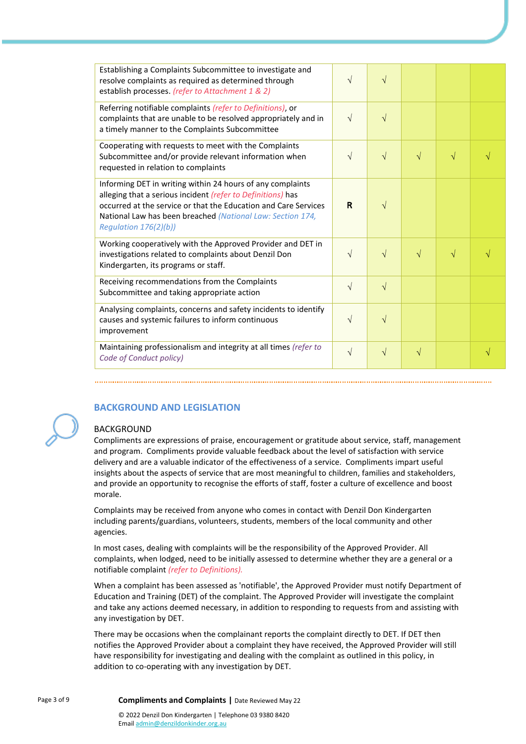| | | | | | |
|---|---|---|---|---|---|
| Establishing a Complaints Subcommittee to investigate and resolve complaints as required as determined through establish processes. *(refer to Attachment 1 & 2)* | √ | √ | | | |
| Referring notifiable complaints *(refer to Definitions)*, or complaints that are unable to be resolved appropriately and in a timely manner to the Complaints Subcommittee | √ | √ | | | |
| Cooperating with requests to meet with the Complaints Subcommittee and/or provide relevant information when requested in relation to complaints | √ | √ | √ | √ | √ |
| Informing DET in writing within 24 hours of any complaints alleging that a serious incident *(refer to Definitions)* has occurred at the service or that the Education and Care Services National Law has been breached *(National Law: Section 174, Regulation 176(2)(b))* | **R** | √ | | | |
| Working cooperatively with the Approved Provider and DET in investigations related to complaints about Denzil Don Kindergarten, its programs or staff. | √ | √ | √ | √ | √ |
| Receiving recommendations from the Complaints Subcommittee and taking appropriate action | √ | √ | | | |
| Analysing complaints, concerns and safety incidents to identify causes and systemic failures to inform continuous improvement | √ | √ | | | |
| Maintaining professionalism and integrity at all times *(refer to Code of Conduct policy)* | √ | √ | √ | | √ |

## BACKGROUND AND LEGISLATION

### BACKGROUND

Compliments are expressions of praise, encouragement or gratitude about service, staff, management and program. Compliments provide valuable feedback about the level of satisfaction with service delivery and are a valuable indicator of the effectiveness of a service. Compliments impart useful insights about the aspects of service that are most meaningful to children, families and stakeholders, and provide an opportunity to recognise the efforts of staff, foster a culture of excellence and boost morale.

Complaints may be received from anyone who comes in contact with Denzil Don Kindergarten including parents/guardians, volunteers, students, members of the local community and other agencies.

In most cases, dealing with complaints will be the responsibility of the Approved Provider. All complaints, when lodged, need to be initially assessed to determine whether they are a general or a notifiable complaint *(refer to Definitions).*

When a complaint has been assessed as 'notifiable', the Approved Provider must notify Department of Education and Training (DET) of the complaint. The Approved Provider will investigate the complaint and take any actions deemed necessary, in addition to responding to requests from and assisting with any investigation by DET.

There may be occasions when the complainant reports the complaint directly to DET. If DET then notifies the Approved Provider about a complaint they have received, the Approved Provider will still have responsibility for investigating and dealing with the complaint as outlined in this policy, in addition to co-operating with any investigation by DET.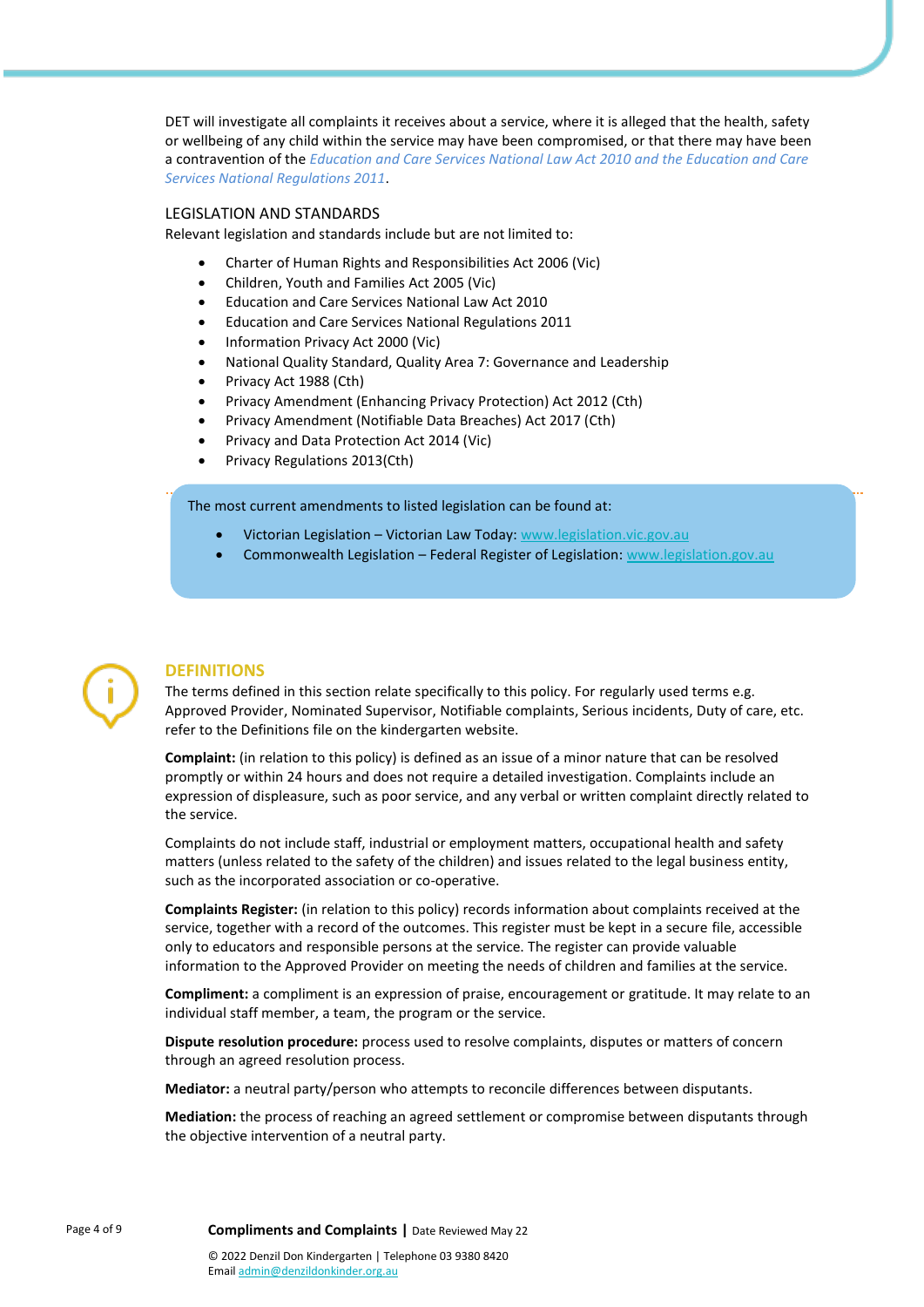DET will investigate all complaints it receives about a service, where it is alleged that the health, safety or wellbeing of any child within the service may have been compromised, or that there may have been a contravention of the *Education and Care Services National Law Act 2010 and the Education and Care Services National Regulations 2011*.

## LEGISLATION AND STANDARDS

Relevant legislation and standards include but are not limited to:

- Charter of Human Rights and Responsibilities Act 2006 (Vic)
- Children, Youth and Families Act 2005 (Vic)
- Education and Care Services National Law Act 2010
- Education and Care Services National Regulations 2011
- Information Privacy Act 2000 (Vic)
- National Quality Standard, Quality Area 7: Governance and Leadership
- Privacy Act 1988 (Cth)
- Privacy Amendment (Enhancing Privacy Protection) Act 2012 (Cth)
- Privacy Amendment (Notifiable Data Breaches) Act 2017 (Cth)
- Privacy and Data Protection Act 2014 (Vic)
- Privacy Regulations 2013(Cth)

The most current amendments to listed legislation can be found at:

- Victorian Legislation – Victorian Law Today: www.legislation.vic.gov.au
- Commonwealth Legislation – Federal Register of Legislation: www.legislation.gov.au

## DEFINITIONS

The terms defined in this section relate specifically to this policy. For regularly used terms e.g. Approved Provider, Nominated Supervisor, Notifiable complaints, Serious incidents, Duty of care, etc. refer to the Definitions file on the kindergarten website.

**Complaint:** (in relation to this policy) is defined as an issue of a minor nature that can be resolved promptly or within 24 hours and does not require a detailed investigation. Complaints include an expression of displeasure, such as poor service, and any verbal or written complaint directly related to the service.

Complaints do not include staff, industrial or employment matters, occupational health and safety matters (unless related to the safety of the children) and issues related to the legal business entity, such as the incorporated association or co-operative.

**Complaints Register:** (in relation to this policy) records information about complaints received at the service, together with a record of the outcomes. This register must be kept in a secure file, accessible only to educators and responsible persons at the service. The register can provide valuable information to the Approved Provider on meeting the needs of children and families at the service.

**Compliment:** a compliment is an expression of praise, encouragement or gratitude. It may relate to an individual staff member, a team, the program or the service.

**Dispute resolution procedure:** process used to resolve complaints, disputes or matters of concern through an agreed resolution process.

**Mediator:** a neutral party/person who attempts to reconcile differences between disputants.

**Mediation:** the process of reaching an agreed settlement or compromise between disputants through the objective intervention of a neutral party.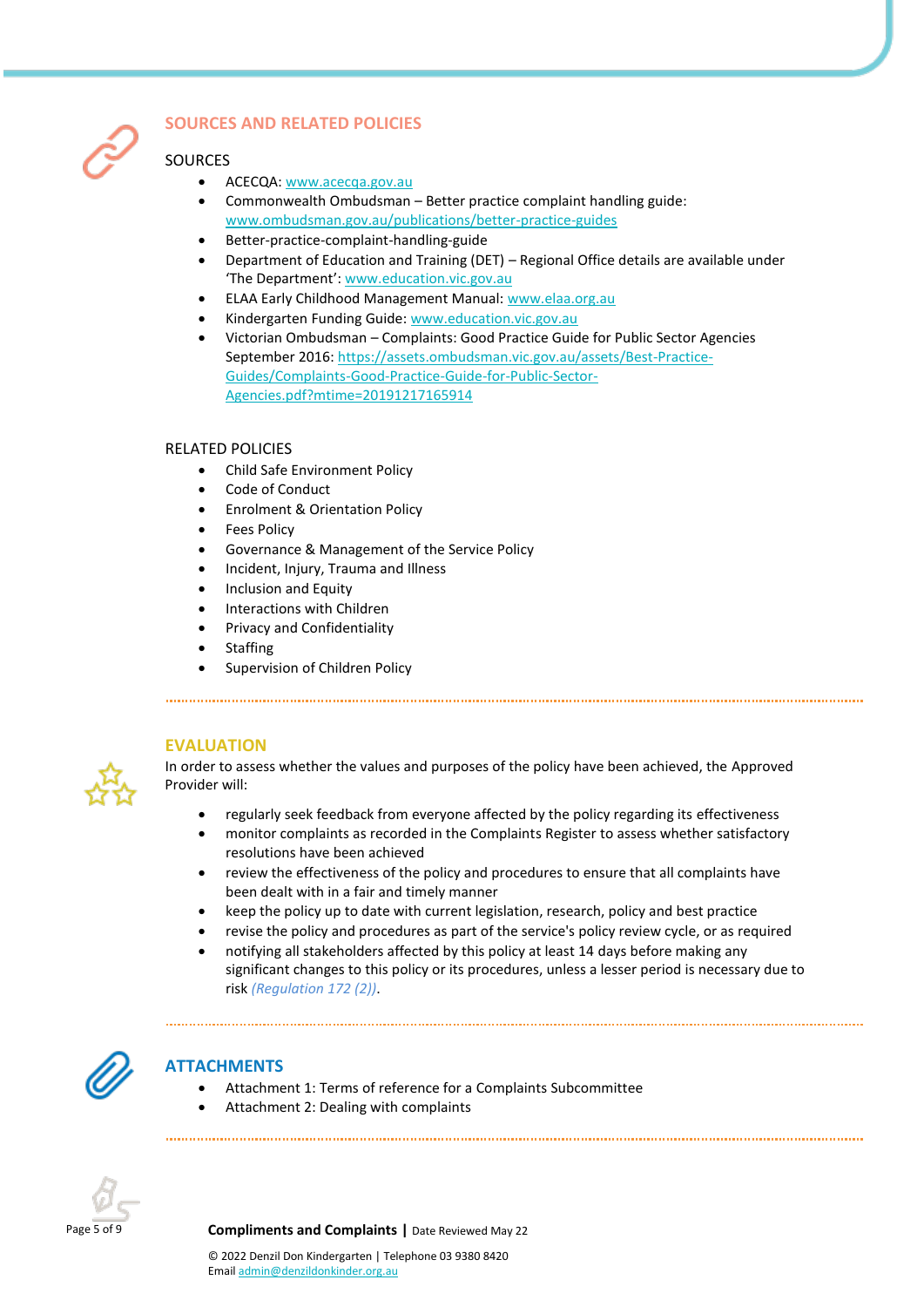## SOURCES AND RELATED POLICIES

### SOURCES

- ACECQA: www.acecqa.gov.au
- Commonwealth Ombudsman – Better practice complaint handling guide: www.ombudsman.gov.au/publications/better-practice-guides
- Better-practice-complaint-handling-guide
- Department of Education and Training (DET) – Regional Office details are available under 'The Department': www.education.vic.gov.au
- ELAA Early Childhood Management Manual: www.elaa.org.au
- Kindergarten Funding Guide: www.education.vic.gov.au
- Victorian Ombudsman – Complaints: Good Practice Guide for Public Sector Agencies September 2016: https://assets.ombudsman.vic.gov.au/assets/Best-Practice-Guides/Complaints-Good-Practice-Guide-for-Public-Sector-Agencies.pdf?mtime=20191217165914

### RELATED POLICIES

- Child Safe Environment Policy
- Code of Conduct
- Enrolment & Orientation Policy
- Fees Policy
- Governance & Management of the Service Policy
- Incident, Injury, Trauma and Illness
- Inclusion and Equity
- Interactions with Children
- Privacy and Confidentiality
- Staffing
- Supervision of Children Policy

## EVALUATION

In order to assess whether the values and purposes of the policy have been achieved, the Approved Provider will:

- regularly seek feedback from everyone affected by the policy regarding its effectiveness
- monitor complaints as recorded in the Complaints Register to assess whether satisfactory resolutions have been achieved
- review the effectiveness of the policy and procedures to ensure that all complaints have been dealt with in a fair and timely manner
- keep the policy up to date with current legislation, research, policy and best practice
- revise the policy and procedures as part of the service's policy review cycle, or as required
- notifying all stakeholders affected by this policy at least 14 days before making any significant changes to this policy or its procedures, unless a lesser period is necessary due to risk *(Regulation 172 (2))*.

## ATTACHMENTS

- Attachment 1: Terms of reference for a Complaints Subcommittee
- Attachment 2: Dealing with complaints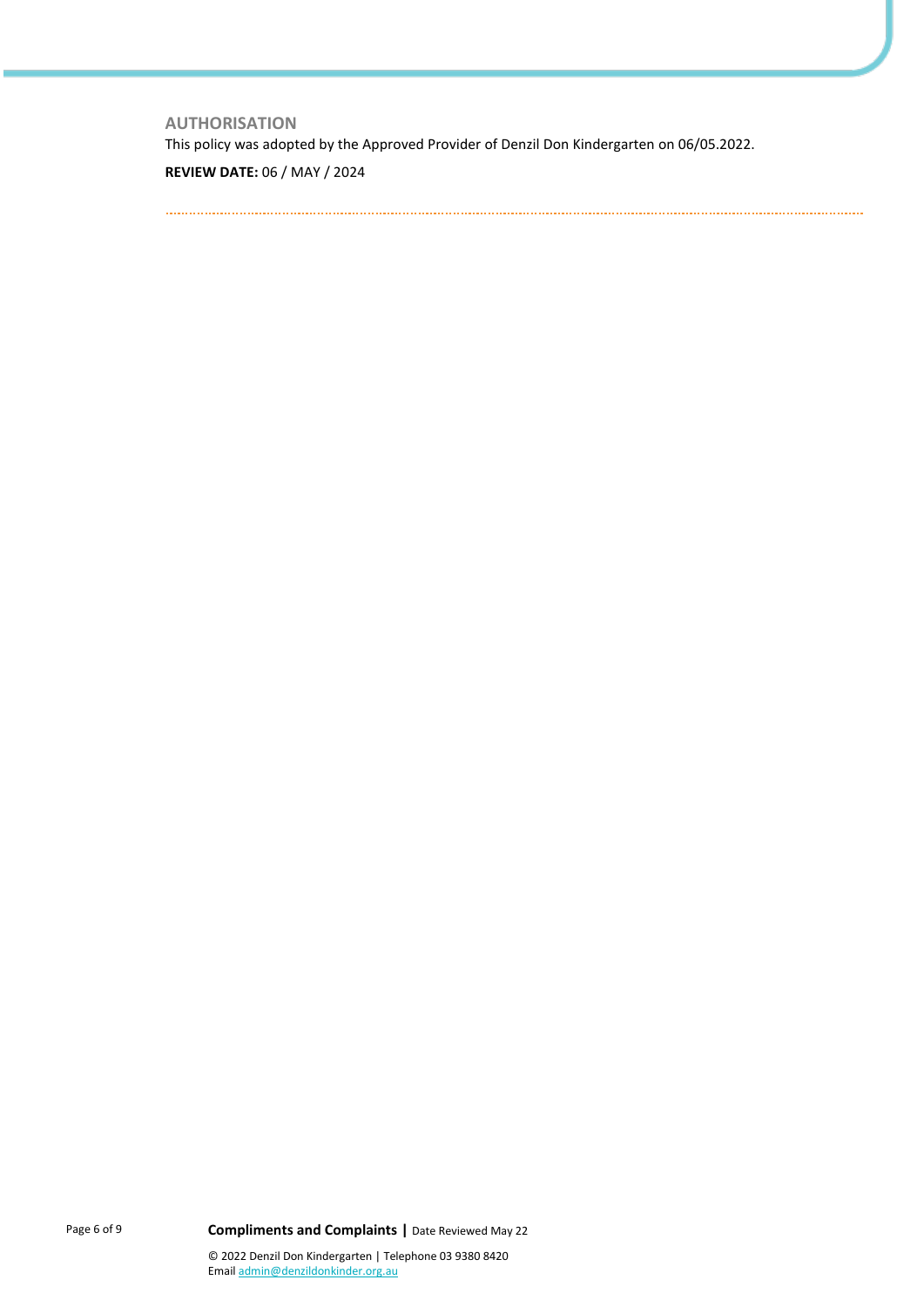## AUTHORISATION

This policy was adopted by the Approved Provider of Denzil Don Kindergarten on 06/05.2022.

**REVIEW DATE:** 06 / MAY / 2024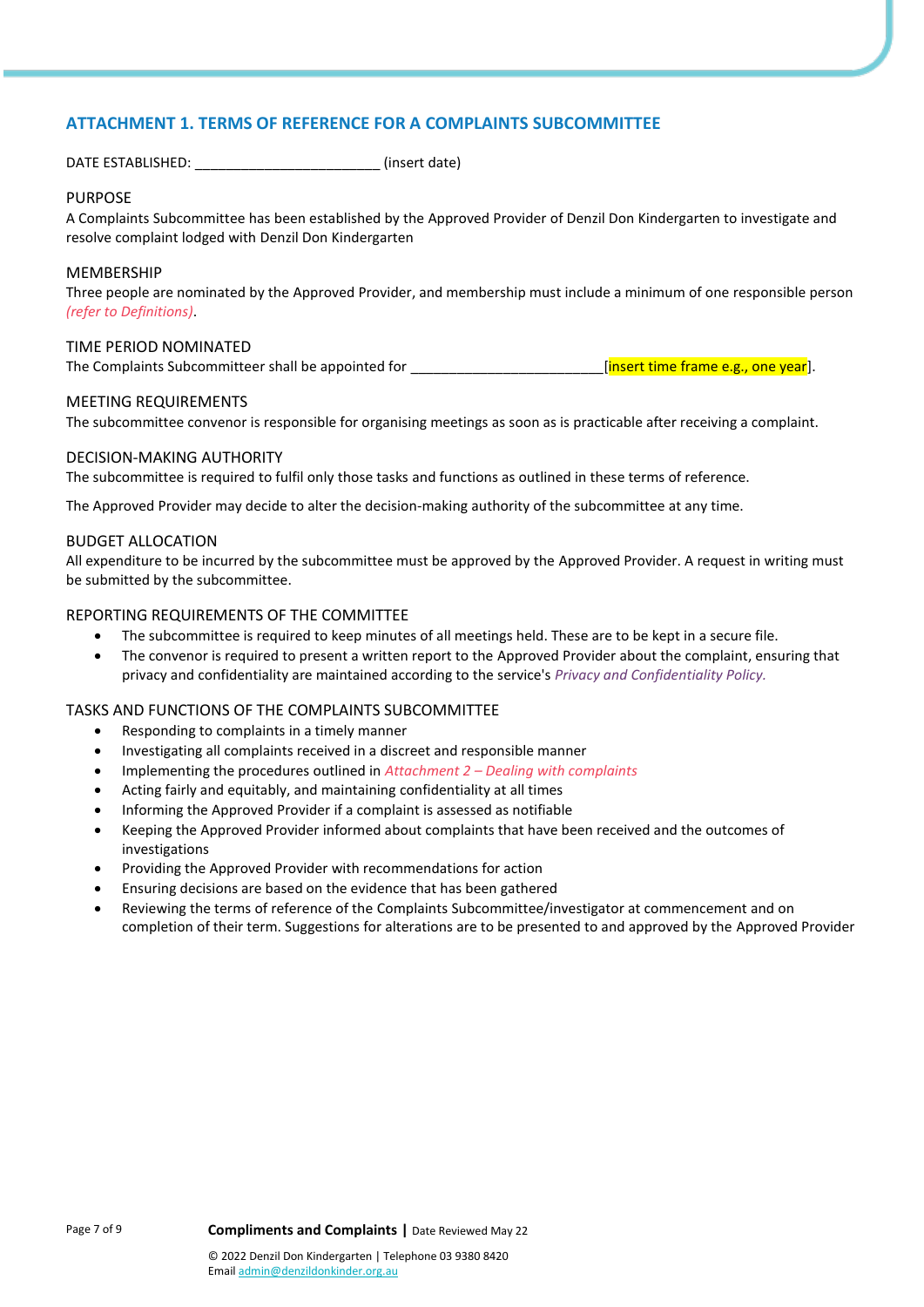## ATTACHMENT 1. TERMS OF REFERENCE FOR A COMPLAINTS SUBCOMMITTEE

DATE ESTABLISHED: ________________________ (insert date)

### PURPOSE

A Complaints Subcommittee has been established by the Approved Provider of Denzil Don Kindergarten to investigate and resolve complaint lodged with Denzil Don Kindergarten

### MEMBERSHIP

Three people are nominated by the Approved Provider, and membership must include a minimum of one responsible person *(refer to Definitions)*.

### TIME PERIOD NOMINATED

The Complaints Subcommitteer shall be appointed for ________________________[insert time frame e.g., one year].

### MEETING REQUIREMENTS

The subcommittee convenor is responsible for organising meetings as soon as is practicable after receiving a complaint.

### DECISION-MAKING AUTHORITY

The subcommittee is required to fulfil only those tasks and functions as outlined in these terms of reference.

The Approved Provider may decide to alter the decision-making authority of the subcommittee at any time.

### BUDGET ALLOCATION

All expenditure to be incurred by the subcommittee must be approved by the Approved Provider. A request in writing must be submitted by the subcommittee.

### REPORTING REQUIREMENTS OF THE COMMITTEE

- The subcommittee is required to keep minutes of all meetings held. These are to be kept in a secure file.
- The convenor is required to present a written report to the Approved Provider about the complaint, ensuring that privacy and confidentiality are maintained according to the service's *Privacy and Confidentiality Policy.*

### TASKS AND FUNCTIONS OF THE COMPLAINTS SUBCOMMITTEE

- Responding to complaints in a timely manner
- Investigating all complaints received in a discreet and responsible manner
- Implementing the procedures outlined in *Attachment 2 – Dealing with complaints*
- Acting fairly and equitably, and maintaining confidentiality at all times
- Informing the Approved Provider if a complaint is assessed as notifiable
- Keeping the Approved Provider informed about complaints that have been received and the outcomes of investigations
- Providing the Approved Provider with recommendations for action
- Ensuring decisions are based on the evidence that has been gathered
- Reviewing the terms of reference of the Complaints Subcommittee/investigator at commencement and on completion of their term. Suggestions for alterations are to be presented to and approved by the Approved Provider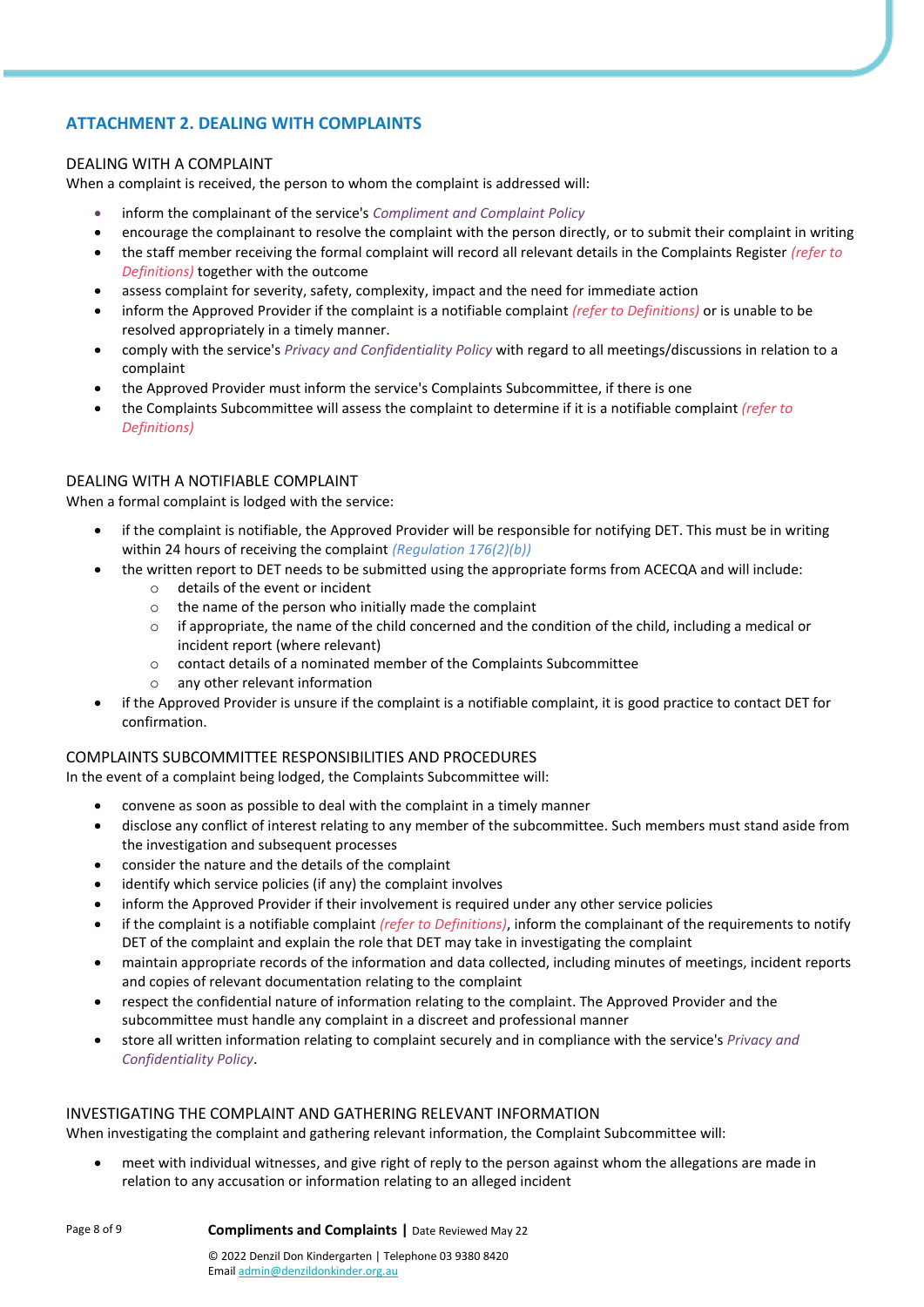## ATTACHMENT 2. DEALING WITH COMPLAINTS

### DEALING WITH A COMPLAINT

When a complaint is received, the person to whom the complaint is addressed will:

- inform the complainant of the service's *Compliment and Complaint Policy*
- encourage the complainant to resolve the complaint with the person directly, or to submit their complaint in writing
- the staff member receiving the formal complaint will record all relevant details in the Complaints Register *(refer to Definitions)* together with the outcome
- assess complaint for severity, safety, complexity, impact and the need for immediate action
- inform the Approved Provider if the complaint is a notifiable complaint *(refer to Definitions)* or is unable to be resolved appropriately in a timely manner.
- comply with the service's *Privacy and Confidentiality Policy* with regard to all meetings/discussions in relation to a complaint
- the Approved Provider must inform the service's Complaints Subcommittee, if there is one
- the Complaints Subcommittee will assess the complaint to determine if it is a notifiable complaint *(refer to Definitions)*

### DEALING WITH A NOTIFIABLE COMPLAINT

When a formal complaint is lodged with the service:

- if the complaint is notifiable, the Approved Provider will be responsible for notifying DET. This must be in writing within 24 hours of receiving the complaint *(Regulation 176(2)(b))*
- the written report to DET needs to be submitted using the appropriate forms from ACECQA and will include:
  - details of the event or incident
  - the name of the person who initially made the complaint
  - if appropriate, the name of the child concerned and the condition of the child, including a medical or incident report (where relevant)
  - contact details of a nominated member of the Complaints Subcommittee
  - any other relevant information
- if the Approved Provider is unsure if the complaint is a notifiable complaint, it is good practice to contact DET for confirmation.

### COMPLAINTS SUBCOMMITTEE RESPONSIBILITIES AND PROCEDURES

In the event of a complaint being lodged, the Complaints Subcommittee will:

- convene as soon as possible to deal with the complaint in a timely manner
- disclose any conflict of interest relating to any member of the subcommittee. Such members must stand aside from the investigation and subsequent processes
- consider the nature and the details of the complaint
- identify which service policies (if any) the complaint involves
- inform the Approved Provider if their involvement is required under any other service policies
- if the complaint is a notifiable complaint *(refer to Definitions)*, inform the complainant of the requirements to notify DET of the complaint and explain the role that DET may take in investigating the complaint
- maintain appropriate records of the information and data collected, including minutes of meetings, incident reports and copies of relevant documentation relating to the complaint
- respect the confidential nature of information relating to the complaint. The Approved Provider and the subcommittee must handle any complaint in a discreet and professional manner
- store all written information relating to complaint securely and in compliance with the service's *Privacy and Confidentiality Policy*.

### INVESTIGATING THE COMPLAINT AND GATHERING RELEVANT INFORMATION

When investigating the complaint and gathering relevant information, the Complaint Subcommittee will:

- meet with individual witnesses, and give right of reply to the person against whom the allegations are made in relation to any accusation or information relating to an alleged incident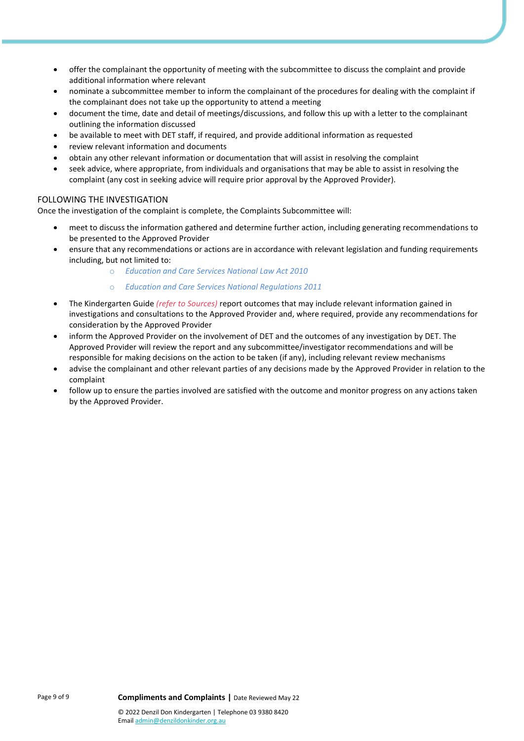- offer the complainant the opportunity of meeting with the subcommittee to discuss the complaint and provide additional information where relevant
- nominate a subcommittee member to inform the complainant of the procedures for dealing with the complaint if the complainant does not take up the opportunity to attend a meeting
- document the time, date and detail of meetings/discussions, and follow this up with a letter to the complainant outlining the information discussed
- be available to meet with DET staff, if required, and provide additional information as requested
- review relevant information and documents
- obtain any other relevant information or documentation that will assist in resolving the complaint
- seek advice, where appropriate, from individuals and organisations that may be able to assist in resolving the complaint (any cost in seeking advice will require prior approval by the Approved Provider).

## FOLLOWING THE INVESTIGATION

Once the investigation of the complaint is complete, the Complaints Subcommittee will:

- meet to discuss the information gathered and determine further action, including generating recommendations to be presented to the Approved Provider
- ensure that any recommendations or actions are in accordance with relevant legislation and funding requirements including, but not limited to:
  - *Education and Care Services National Law Act 2010*
  - *Education and Care Services National Regulations 2011*
- The Kindergarten Guide *(refer to Sources)* report outcomes that may include relevant information gained in investigations and consultations to the Approved Provider and, where required, provide any recommendations for consideration by the Approved Provider
- inform the Approved Provider on the involvement of DET and the outcomes of any investigation by DET. The Approved Provider will review the report and any subcommittee/investigator recommendations and will be responsible for making decisions on the action to be taken (if any), including relevant review mechanisms
- advise the complainant and other relevant parties of any decisions made by the Approved Provider in relation to the complaint
- follow up to ensure the parties involved are satisfied with the outcome and monitor progress on any actions taken by the Approved Provider.